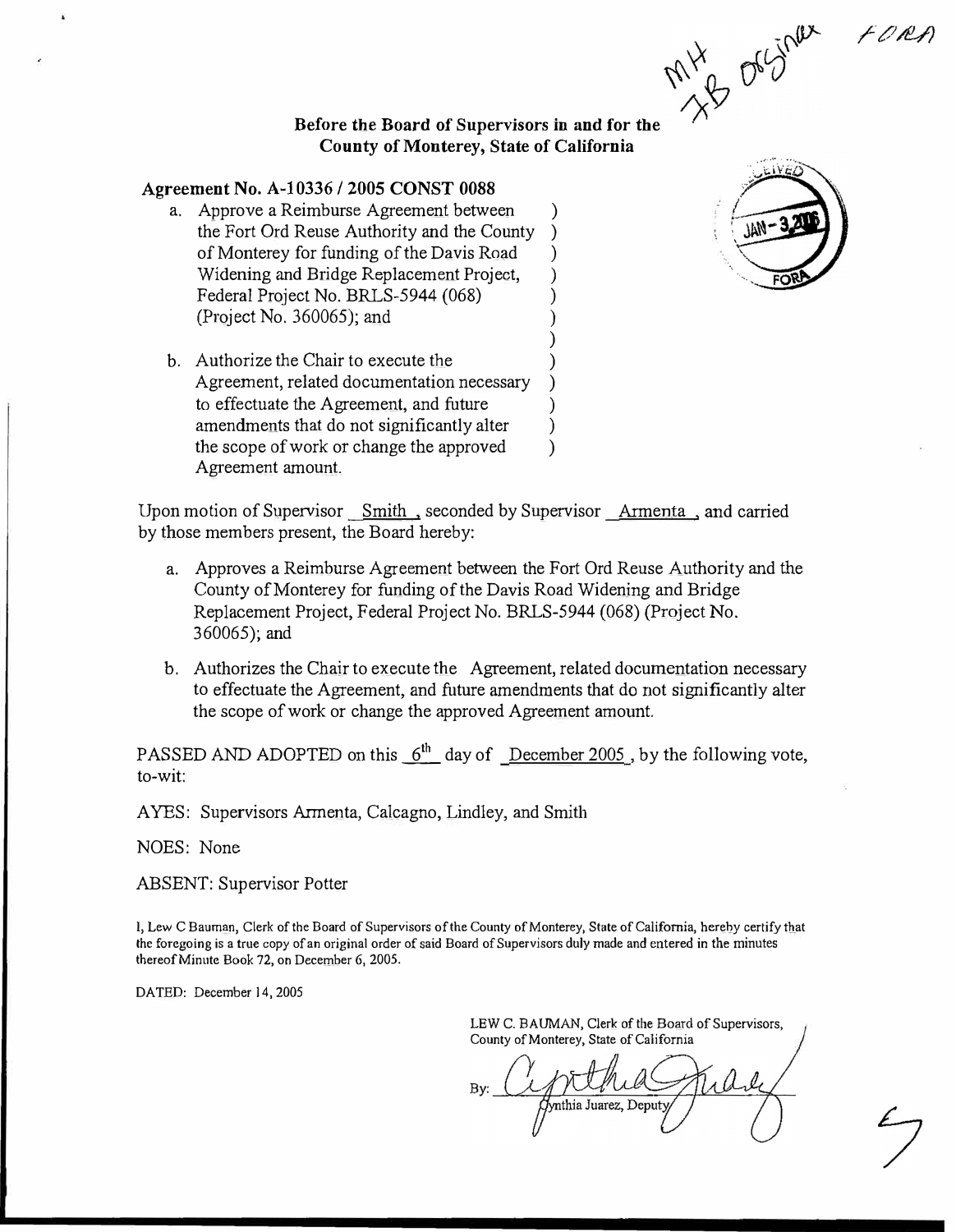MH
7B original FORA

**Before the Board of Supervisors in and for the County of Monterey, State of California**

RECEIVED JAN - 3 2006 FORA

**Agreement No. A-10336 / 2005 CONST 0088**

a. Approve a Reimburse Agreement between the Fort Ord Reuse Authority and the County of Monterey for funding of the Davis Road Widening and Bridge Replacement Project, Federal Project No. BRLS-5944 (068) (Project No. 360065); and

b. Authorize the Chair to execute the Agreement, related documentation necessary to effectuate the Agreement, and future amendments that do not significantly alter the scope of work or change the approved Agreement amount.

Upon motion of Supervisor Smith, seconded by Supervisor Armenta, and carried by those members present, the Board hereby:

a. Approves a Reimburse Agreement between the Fort Ord Reuse Authority and the County of Monterey for funding of the Davis Road Widening and Bridge Replacement Project, Federal Project No. BRLS-5944 (068) (Project No. 360065); and

b. Authorizes the Chair to execute the Agreement, related documentation necessary to effectuate the Agreement, and future amendments that do not significantly alter the scope of work or change the approved Agreement amount.

PASSED AND ADOPTED on this 6th day of December 2005, by the following vote, to-wit:

AYES: Supervisors Armenta, Calcagno, Lindley, and Smith

NOES: None

ABSENT: Supervisor Potter

I, Lew C Bauman, Clerk of the Board of Supervisors of the County of Monterey, State of California, hereby certify that the foregoing is a true copy of an original order of said Board of Supervisors duly made and entered in the minutes thereof Minute Book 72, on December 6, 2005.

DATED: December 14, 2005

LEW C. BAUMAN, Clerk of the Board of Supervisors,
County of Monterey, State of California

By: Cynthia Juarez, Deputy

7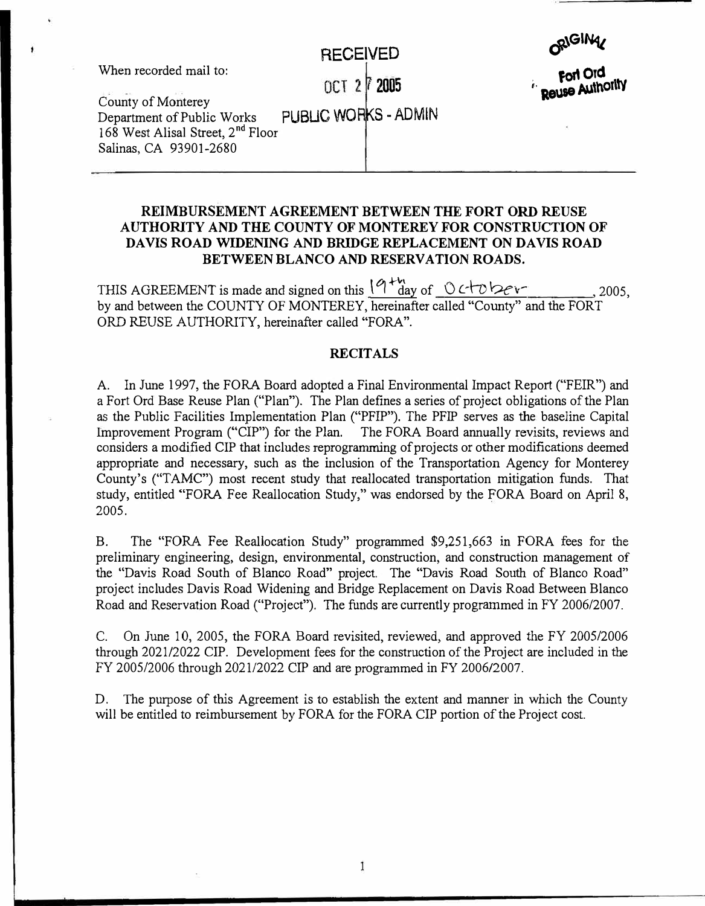When recorded mail to:

County of Monterey
Department of Public Works
168 West Alisal Street, 2nd Floor
Salinas, CA 93901-2680

RECEIVED

OCT 27 2005

PUBLIC WORKS - ADMIN

ORIGINAL

Fort Ord Reuse Authority

## REIMBURSEMENT AGREEMENT BETWEEN THE FORT ORD REUSE AUTHORITY AND THE COUNTY OF MONTEREY FOR CONSTRUCTION OF DAVIS ROAD WIDENING AND BRIDGE REPLACEMENT ON DAVIS ROAD BETWEEN BLANCO AND RESERVATION ROADS.

THIS AGREEMENT is made and signed on this 19th day of October, 2005, by and between the COUNTY OF MONTEREY, hereinafter called "County" and the FORT ORD REUSE AUTHORITY, hereinafter called "FORA".

### RECITALS

A. In June 1997, the FORA Board adopted a Final Environmental Impact Report ("FEIR") and a Fort Ord Base Reuse Plan ("Plan"). The Plan defines a series of project obligations of the Plan as the Public Facilities Implementation Plan ("PFIP"). The PFIP serves as the baseline Capital Improvement Program ("CIP") for the Plan. The FORA Board annually revisits, reviews and considers a modified CIP that includes reprogramming of projects or other modifications deemed appropriate and necessary, such as the inclusion of the Transportation Agency for Monterey County's ("TAMC") most recent study that reallocated transportation mitigation funds. That study, entitled "FORA Fee Reallocation Study," was endorsed by the FORA Board on April 8, 2005.

B. The "FORA Fee Reallocation Study" programmed $9,251,663 in FORA fees for the preliminary engineering, design, environmental, construction, and construction management of the "Davis Road South of Blanco Road" project. The "Davis Road South of Blanco Road" project includes Davis Road Widening and Bridge Replacement on Davis Road Between Blanco Road and Reservation Road ("Project"). The funds are currently programmed in FY 2006/2007.

C. On June 10, 2005, the FORA Board revisited, reviewed, and approved the FY 2005/2006 through 2021/2022 CIP. Development fees for the construction of the Project are included in the FY 2005/2006 through 2021/2022 CIP and are programmed in FY 2006/2007.

D. The purpose of this Agreement is to establish the extent and manner in which the County will be entitled to reimbursement by FORA for the FORA CIP portion of the Project cost.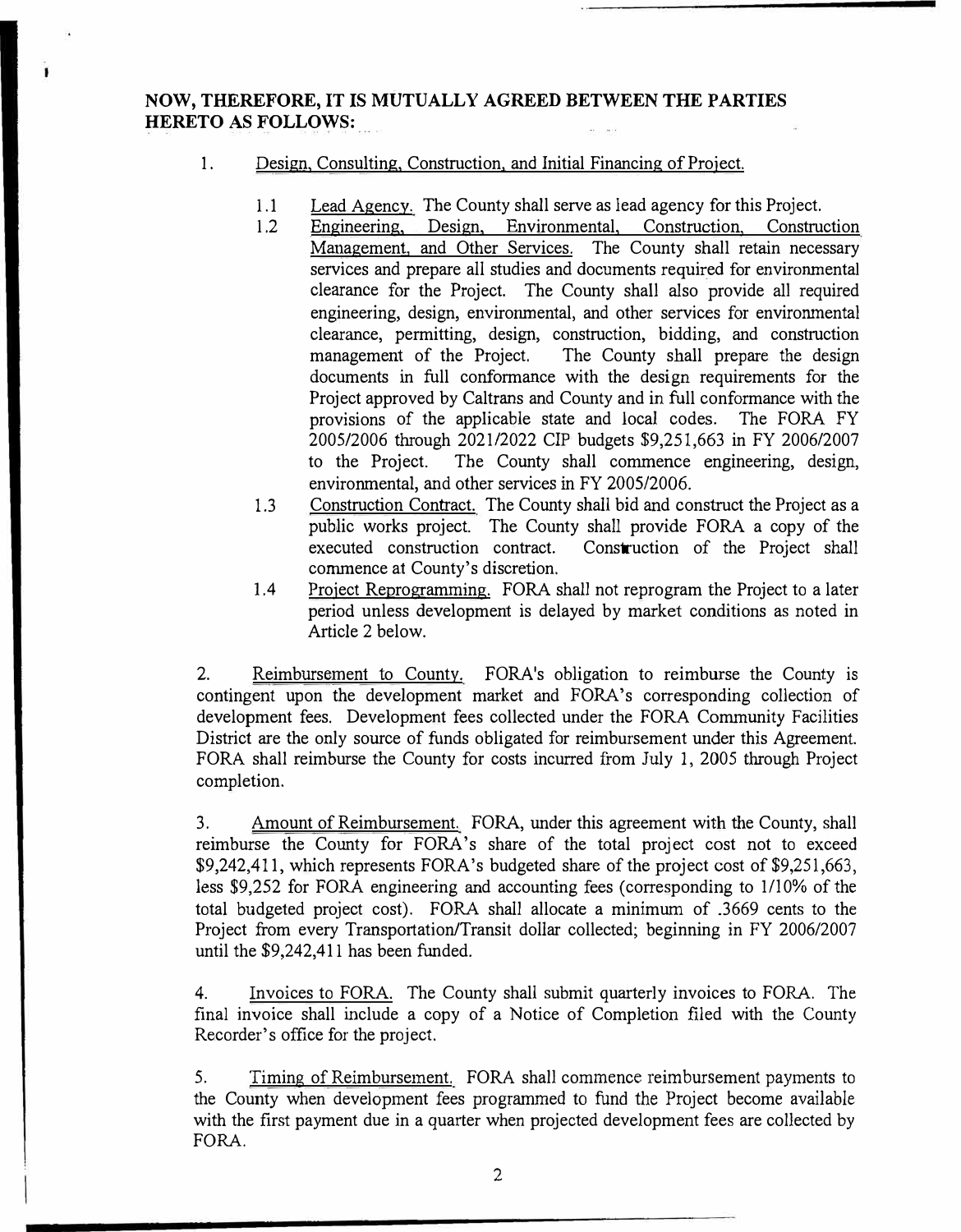**NOW, THEREFORE, IT IS MUTUALLY AGREED BETWEEN THE PARTIES HERETO AS FOLLOWS:**

1. Design, Consulting, Construction, and Initial Financing of Project.

   1.1 Lead Agency. The County shall serve as lead agency for this Project.

   1.2 Engineering, Design, Environmental, Construction, Construction Management, and Other Services. The County shall retain necessary services and prepare all studies and documents required for environmental clearance for the Project. The County shall also provide all required engineering, design, environmental, and other services for environmental clearance, permitting, design, construction, bidding, and construction management of the Project. The County shall prepare the design documents in full conformance with the design requirements for the Project approved by Caltrans and County and in full conformance with the provisions of the applicable state and local codes. The FORA FY 2005/2006 through 2021/2022 CIP budgets $9,251,663 in FY 2006/2007 to the Project. The County shall commence engineering, design, environmental, and other services in FY 2005/2006.

   1.3 Construction Contract. The County shall bid and construct the Project as a public works project. The County shall provide FORA a copy of the executed construction contract. Construction of the Project shall commence at County's discretion.

   1.4 Project Reprogramming. FORA shall not reprogram the Project to a later period unless development is delayed by market conditions as noted in Article 2 below.

2. Reimbursement to County. FORA's obligation to reimburse the County is contingent upon the development market and FORA's corresponding collection of development fees. Development fees collected under the FORA Community Facilities District are the only source of funds obligated for reimbursement under this Agreement. FORA shall reimburse the County for costs incurred from July 1, 2005 through Project completion.

3. Amount of Reimbursement. FORA, under this agreement with the County, shall reimburse the County for FORA's share of the total project cost not to exceed $9,242,411, which represents FORA's budgeted share of the project cost of $9,251,663, less $9,252 for FORA engineering and accounting fees (corresponding to 1/10% of the total budgeted project cost). FORA shall allocate a minimum of .3669 cents to the Project from every Transportation/Transit dollar collected; beginning in FY 2006/2007 until the $9,242,411 has been funded.

4. Invoices to FORA. The County shall submit quarterly invoices to FORA. The final invoice shall include a copy of a Notice of Completion filed with the County Recorder's office for the project.

5. Timing of Reimbursement. FORA shall commence reimbursement payments to the County when development fees programmed to fund the Project become available with the first payment due in a quarter when projected development fees are collected by FORA.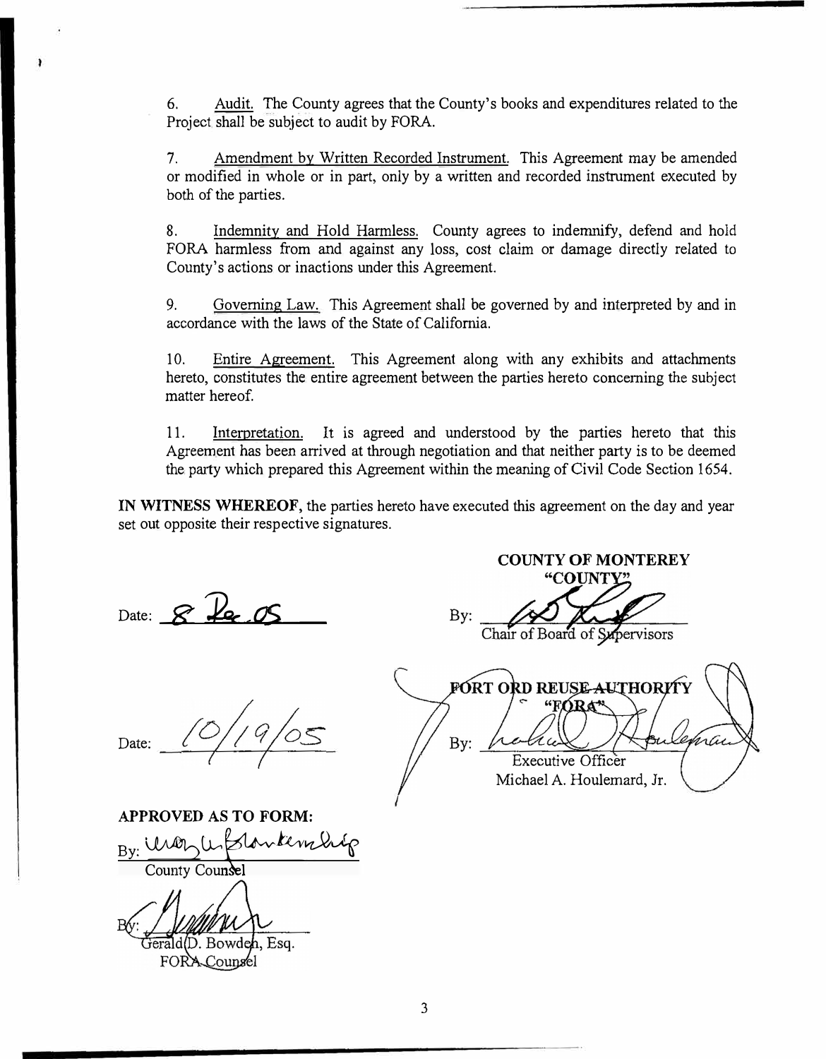6. <u>Audit.</u> The County agrees that the County's books and expenditures related to the Project shall be subject to audit by FORA.

7. <u>Amendment by Written Recorded Instrument.</u> This Agreement may be amended or modified in whole or in part, only by a written and recorded instrument executed by both of the parties.

8. <u>Indemnity and Hold Harmless.</u> County agrees to indemnify, defend and hold FORA harmless from and against any loss, cost claim or damage directly related to County's actions or inactions under this Agreement.

9. <u>Governing Law.</u> This Agreement shall be governed by and interpreted by and in accordance with the laws of the State of California.

10. <u>Entire Agreement.</u> This Agreement along with any exhibits and attachments hereto, constitutes the entire agreement between the parties hereto concerning the subject matter hereof.

11. <u>Interpretation.</u> It is agreed and understood by the parties hereto that this Agreement has been arrived at through negotiation and that neither party is to be deemed the party which prepared this Agreement within the meaning of Civil Code Section 1654.

**IN WITNESS WHEREOF,** the parties hereto have executed this agreement on the day and year set out opposite their respective signatures.

**COUNTY OF MONTEREY**
**"COUNTY"**

Date: 8 Dec 05

By: ______________________
Chair of Board of Supervisors

**FORT ORD REUSE AUTHORITY**
**"FORA"**

Date: 10/19/05

By: ______________________
Executive Officer
Michael A. Houlemard, Jr.

**APPROVED AS TO FORM:**

By: ______________________
County Counsel

By: ______________________
Gerald D. Bowden, Esq.
FORA Counsel